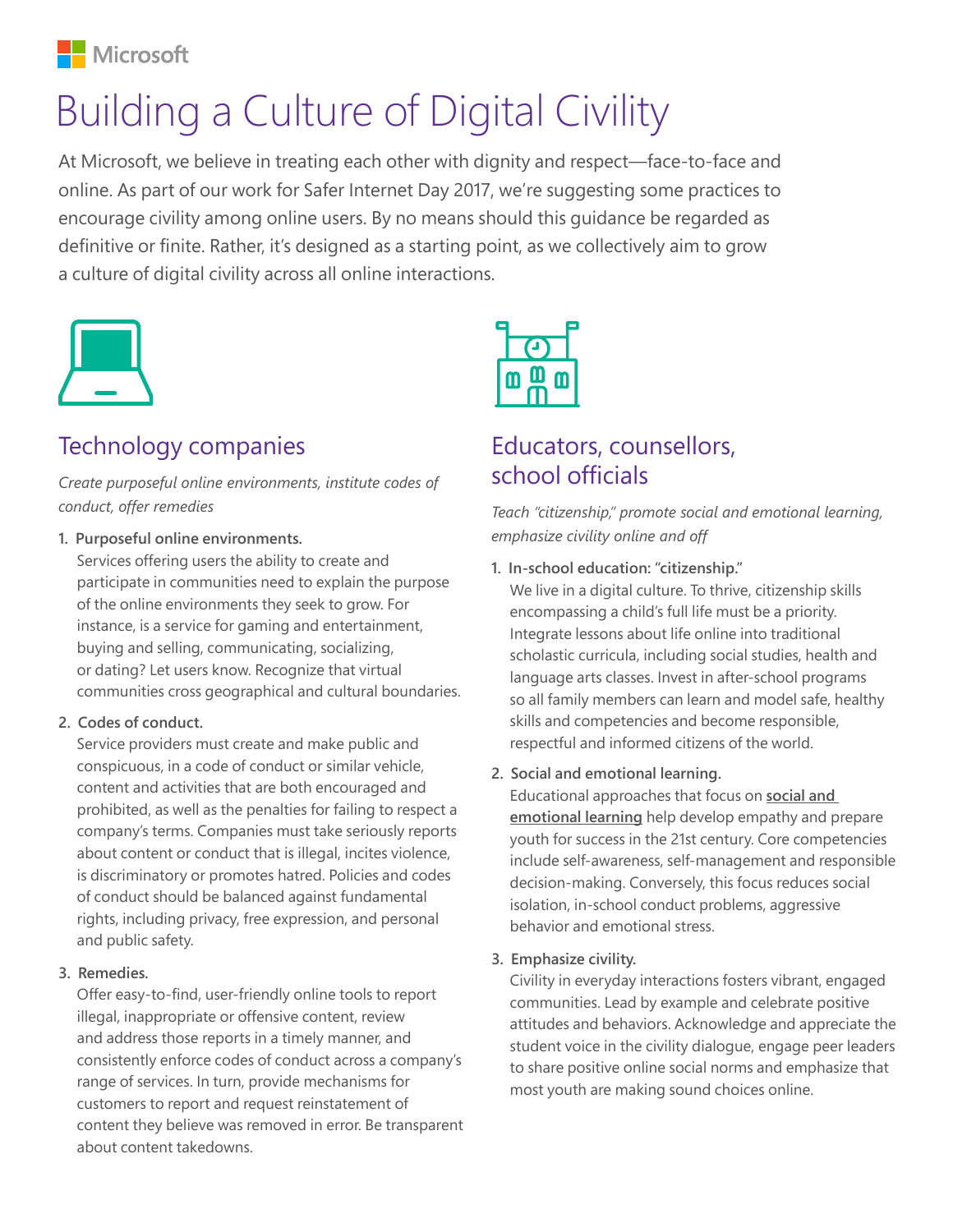Microsoft

# Building a Culture of Digital Civility

At Microsoft, we believe in treating each other with dignity and respect—face-to-face and online. As part of our work for Safer Internet Day 2017, we're suggesting some practices to encourage civility among online users. By no means should this guidance be regarded as definitive or finite. Rather, it's designed as a starting point, as we collectively aim to grow a culture of digital civility across all online interactions.

## Technology companies

*Create purposeful online environments, institute codes of conduct, offer remedies*

1. **Purposeful online environments.**
   Services offering users the ability to create and participate in communities need to explain the purpose of the online environments they seek to grow. For instance, is a service for gaming and entertainment, buying and selling, communicating, socializing, or dating? Let users know. Recognize that virtual communities cross geographical and cultural boundaries.

2. **Codes of conduct.**
   Service providers must create and make public and conspicuous, in a code of conduct or similar vehicle, content and activities that are both encouraged and prohibited, as well as the penalties for failing to respect a company's terms. Companies must take seriously reports about content or conduct that is illegal, incites violence, is discriminatory or promotes hatred. Policies and codes of conduct should be balanced against fundamental rights, including privacy, free expression, and personal and public safety.

3. **Remedies.**
   Offer easy-to-find, user-friendly online tools to report illegal, inappropriate or offensive content, review and address those reports in a timely manner, and consistently enforce codes of conduct across a company's range of services. In turn, provide mechanisms for customers to report and request reinstatement of content they believe was removed in error. Be transparent about content takedowns.

## Educators, counsellors, school officials

*Teach "citizenship," promote social and emotional learning, emphasize civility online and off*

1. **In-school education: "citizenship."**
   We live in a digital culture. To thrive, citizenship skills encompassing a child's full life must be a priority. Integrate lessons about life online into traditional scholastic curricula, including social studies, health and language arts classes. Invest in after-school programs so all family members can learn and model safe, healthy skills and competencies and become responsible, respectful and informed citizens of the world.

2. **Social and emotional learning.**
   Educational approaches that focus on **social and emotional learning** help develop empathy and prepare youth for success in the 21st century. Core competencies include self-awareness, self-management and responsible decision-making. Conversely, this focus reduces social isolation, in-school conduct problems, aggressive behavior and emotional stress.

3. **Emphasize civility.**
   Civility in everyday interactions fosters vibrant, engaged communities. Lead by example and celebrate positive attitudes and behaviors. Acknowledge and appreciate the student voice in the civility dialogue, engage peer leaders to share positive online social norms and emphasize that most youth are making sound choices online.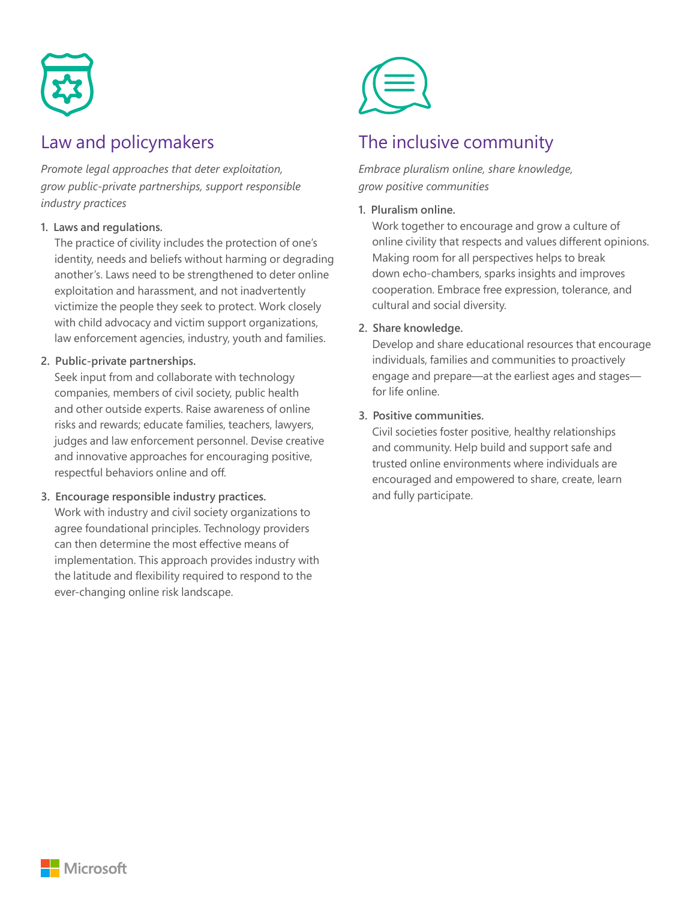## Law and policymakers

*Promote legal approaches that deter exploitation, grow public-private partnerships, support responsible industry practices*

1. **Laws and regulations.**
   The practice of civility includes the protection of one's identity, needs and beliefs without harming or degrading another's. Laws need to be strengthened to deter online exploitation and harassment, and not inadvertently victimize the people they seek to protect. Work closely with child advocacy and victim support organizations, law enforcement agencies, industry, youth and families.

2. **Public-private partnerships.**
   Seek input from and collaborate with technology companies, members of civil society, public health and other outside experts. Raise awareness of online risks and rewards; educate families, teachers, lawyers, judges and law enforcement personnel. Devise creative and innovative approaches for encouraging positive, respectful behaviors online and off.

3. **Encourage responsible industry practices.**
   Work with industry and civil society organizations to agree foundational principles. Technology providers can then determine the most effective means of implementation. This approach provides industry with the latitude and flexibility required to respond to the ever-changing online risk landscape.

## The inclusive community

*Embrace pluralism online, share knowledge, grow positive communities*

1. **Pluralism online.**
   Work together to encourage and grow a culture of online civility that respects and values different opinions. Making room for all perspectives helps to break down echo-chambers, sparks insights and improves cooperation. Embrace free expression, tolerance, and cultural and social diversity.

2. **Share knowledge.**
   Develop and share educational resources that encourage individuals, families and communities to proactively engage and prepare—at the earliest ages and stages—for life online.

3. **Positive communities.**
   Civil societies foster positive, healthy relationships and community. Help build and support safe and trusted online environments where individuals are encouraged and empowered to share, create, learn and fully participate.